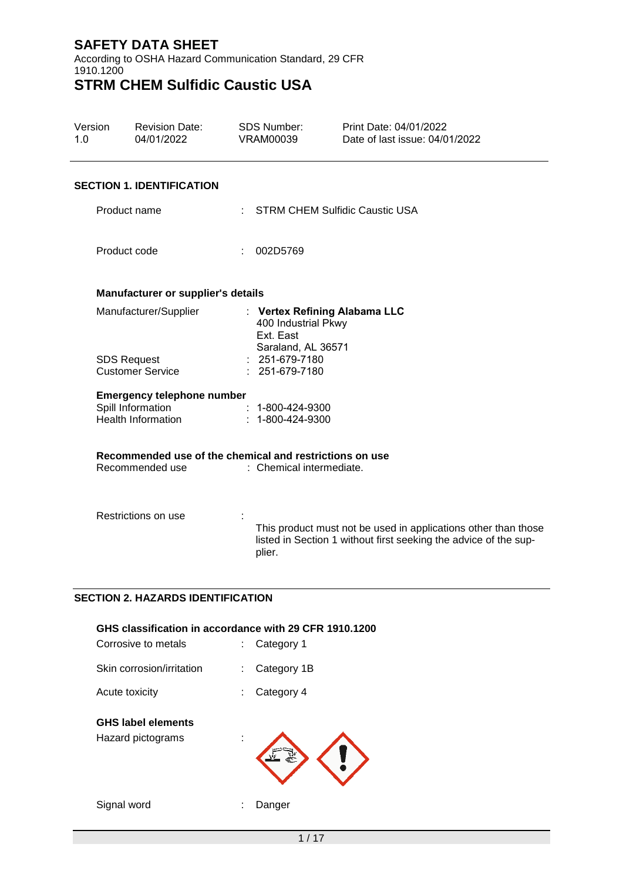# SAFETY DATA SHEET

According to OSHA Hazard Communication Standard, 29 CFR 1910.1200

# STRM CHEM Sulfidic Caustic USA

| Version | Revision Date: | SDS Number: | Print Date: 04/01/2022 |
|---|---|---|---|
| 1.0 | 04/01/2022 | VRAM00039 | Date of last issue: 04/01/2022 |

## SECTION 1. IDENTIFICATION

Product name : STRM CHEM Sulfidic Caustic USA

Product code : 002D5769

### Manufacturer or supplier's details

Manufacturer/Supplier : **Vertex Refining Alabama LLC**
400 Industrial Pkwy
Ext. East
Saraland, AL 36571

SDS Request : 251-679-7180

Customer Service : 251-679-7180

### Emergency telephone number

Spill Information : 1-800-424-9300

Health Information : 1-800-424-9300

### Recommended use of the chemical and restrictions on use

Recommended use : Chemical intermediate.

Restrictions on use : This product must not be used in applications other than those listed in Section 1 without first seeking the advice of the supplier.

## SECTION 2. HAZARDS IDENTIFICATION

### GHS classification in accordance with 29 CFR 1910.1200

Corrosive to metals : Category 1

Skin corrosion/irritation : Category 1B

Acute toxicity : Category 4

### GHS label elements

Hazard pictograms :

Signal word : Danger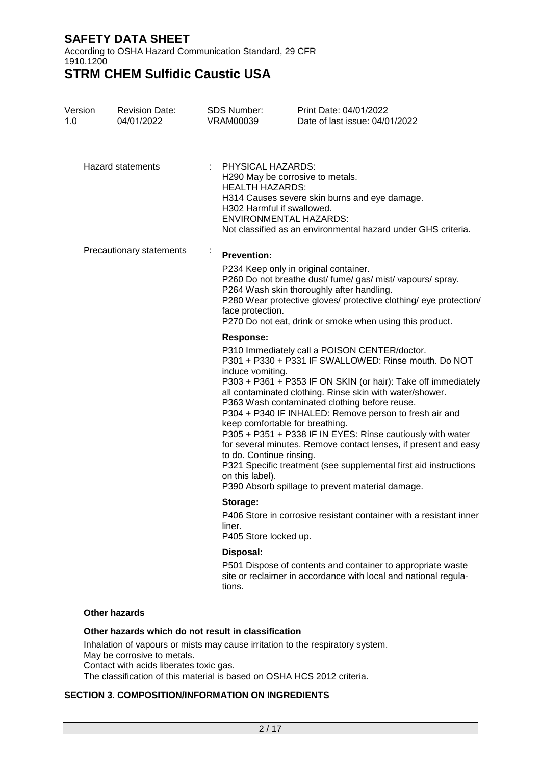| | |
|---|---|
| Hazard statements | : PHYSICAL HAZARDS:<br>H290 May be corrosive to metals.<br>HEALTH HAZARDS:<br>H314 Causes severe skin burns and eye damage.<br>H302 Harmful if swallowed.<br>ENVIRONMENTAL HAZARDS:<br>Not classified as an environmental hazard under GHS criteria. |
| Precautionary statements | : **Prevention:**<br>P234 Keep only in original container.<br>P260 Do not breathe dust/ fume/ gas/ mist/ vapours/ spray.<br>P264 Wash skin thoroughly after handling.<br>P280 Wear protective gloves/ protective clothing/ eye protection/ face protection.<br>P270 Do not eat, drink or smoke when using this product.<br>**Response:**<br>P310 Immediately call a POISON CENTER/doctor.<br>P301 + P330 + P331 IF SWALLOWED: Rinse mouth. Do NOT induce vomiting.<br>P303 + P361 + P353 IF ON SKIN (or hair): Take off immediately all contaminated clothing. Rinse skin with water/shower.<br>P363 Wash contaminated clothing before reuse.<br>P304 + P340 IF INHALED: Remove person to fresh air and keep comfortable for breathing.<br>P305 + P351 + P338 IF IN EYES: Rinse cautiously with water for several minutes. Remove contact lenses, if present and easy to do. Continue rinsing.<br>P321 Specific treatment (see supplemental first aid instructions on this label).<br>P390 Absorb spillage to prevent material damage.<br>**Storage:**<br>P406 Store in corrosive resistant container with a resistant inner liner.<br>P405 Store locked up.<br>**Disposal:**<br>P501 Dispose of contents and container to appropriate waste site or reclaimer in accordance with local and national regulations. |

**Other hazards**

**Other hazards which do not result in classification**

Inhalation of vapours or mists may cause irritation to the respiratory system.
May be corrosive to metals.
Contact with acids liberates toxic gas.
The classification of this material is based on OSHA HCS 2012 criteria.

## SECTION 3. COMPOSITION/INFORMATION ON INGREDIENTS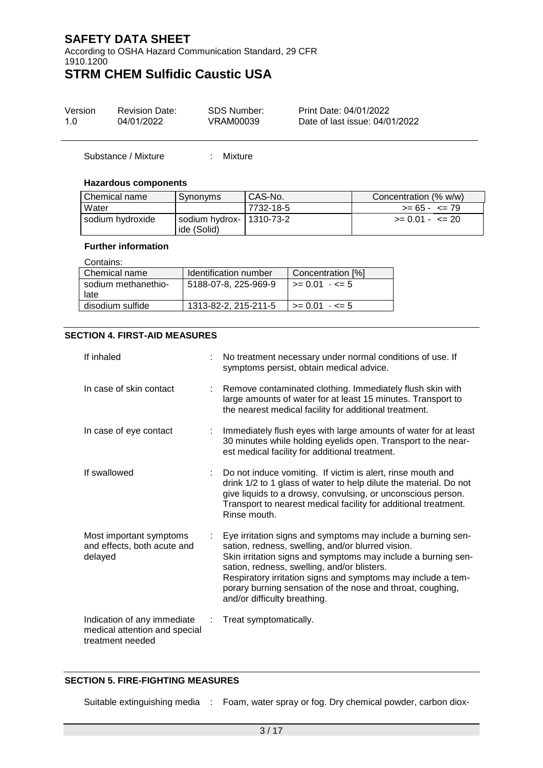Substance / Mixture : Mixture

**Hazardous components**

| Chemical name | Synonyms | CAS-No. | Concentration (% w/w) |
|---|---|---|---|
| Water | | 7732-18-5 | >= 65 - <= 79 |
| sodium hydroxide | sodium hydroxide (Solid) | 1310-73-2 | >= 0.01 - <= 20 |

**Further information**

Contains:

| Chemical name | Identification number | Concentration [%] |
|---|---|---|
| sodium methanethiolate | 5188-07-8, 225-969-9 | >= 0.01 - <= 5 |
| disodium sulfide | 1313-82-2, 215-211-5 | >= 0.01 - <= 5 |

## SECTION 4. FIRST-AID MEASURES

If inhaled : No treatment necessary under normal conditions of use. If symptoms persist, obtain medical advice.

In case of skin contact : Remove contaminated clothing. Immediately flush skin with large amounts of water for at least 15 minutes. Transport to the nearest medical facility for additional treatment.

In case of eye contact : Immediately flush eyes with large amounts of water for at least 30 minutes while holding eyelids open. Transport to the nearest medical facility for additional treatment.

If swallowed : Do not induce vomiting. If victim is alert, rinse mouth and drink 1/2 to 1 glass of water to help dilute the material. Do not give liquids to a drowsy, convulsing, or unconscious person. Transport to nearest medical facility for additional treatment. Rinse mouth.

Most important symptoms and effects, both acute and delayed : Eye irritation signs and symptoms may include a burning sensation, redness, swelling, and/or blurred vision. Skin irritation signs and symptoms may include a burning sensation, redness, swelling, and/or blisters. Respiratory irritation signs and symptoms may include a temporary burning sensation of the nose and throat, coughing, and/or difficulty breathing.

Indication of any immediate medical attention and special treatment needed : Treat symptomatically.

## SECTION 5. FIRE-FIGHTING MEASURES

Suitable extinguishing media : Foam, water spray or fog. Dry chemical powder, carbon diox-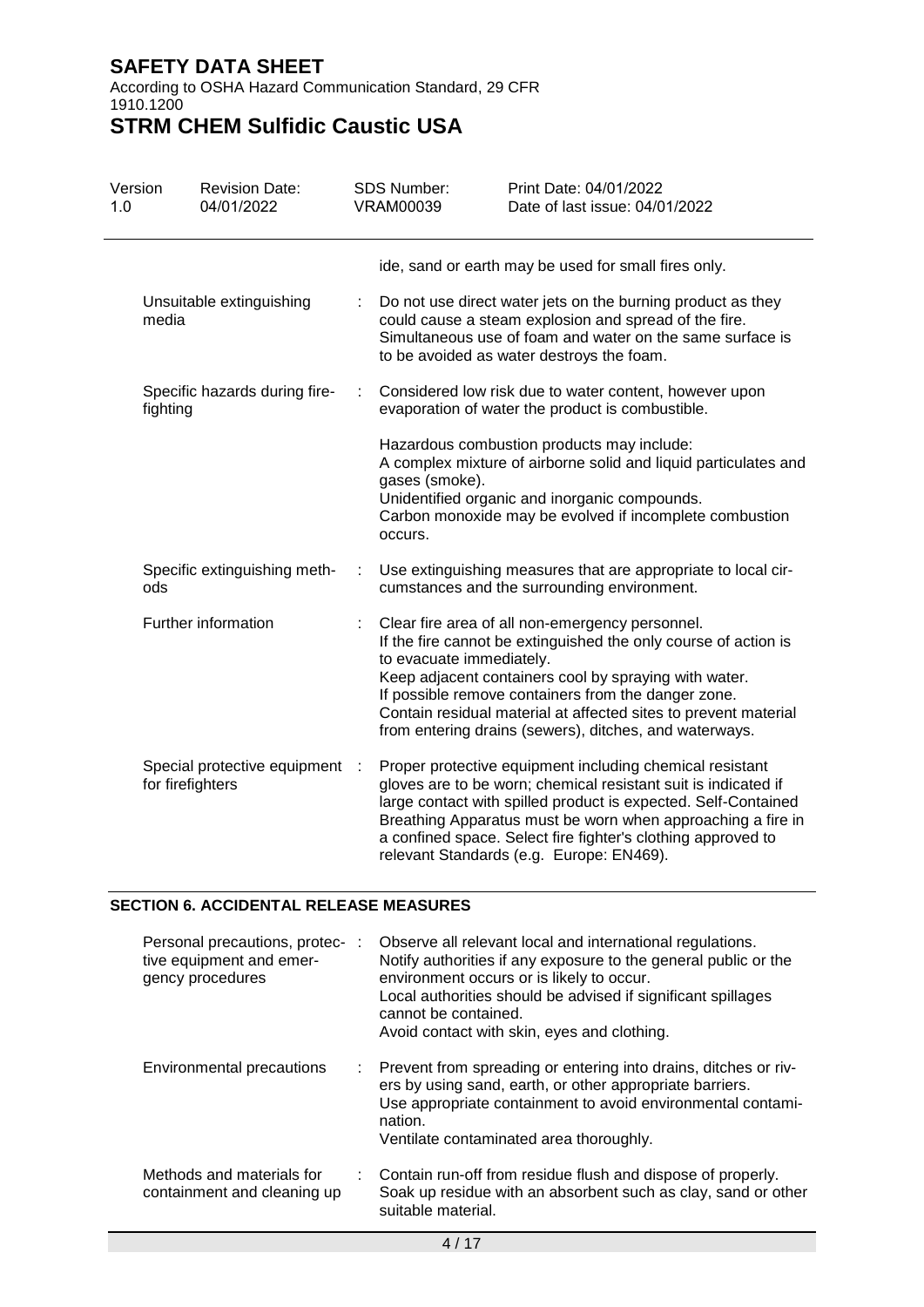ide, sand or earth may be used for small fires only.

| | | |
|---|---|---|
| Unsuitable extinguishing media | : | Do not use direct water jets on the burning product as they could cause a steam explosion and spread of the fire. Simultaneous use of foam and water on the same surface is to be avoided as water destroys the foam. |
| Specific hazards during firefighting | : | Considered low risk due to water content, however upon evaporation of water the product is combustible.<br><br>Hazardous combustion products may include:<br>A complex mixture of airborne solid and liquid particulates and gases (smoke).<br>Unidentified organic and inorganic compounds.<br>Carbon monoxide may be evolved if incomplete combustion occurs. |
| Specific extinguishing methods | : | Use extinguishing measures that are appropriate to local circumstances and the surrounding environment. |
| Further information | : | Clear fire area of all non-emergency personnel.<br>If the fire cannot be extinguished the only course of action is to evacuate immediately.<br>Keep adjacent containers cool by spraying with water.<br>If possible remove containers from the danger zone.<br>Contain residual material at affected sites to prevent material from entering drains (sewers), ditches, and waterways. |
| Special protective equipment for firefighters | : | Proper protective equipment including chemical resistant gloves are to be worn; chemical resistant suit is indicated if large contact with spilled product is expected. Self-Contained Breathing Apparatus must be worn when approaching a fire in a confined space. Select fire fighter's clothing approved to relevant Standards (e.g. Europe: EN469). |

## SECTION 6. ACCIDENTAL RELEASE MEASURES

| | | |
|---|---|---|
| Personal precautions, protective equipment and emergency procedures | : | Observe all relevant local and international regulations.<br>Notify authorities if any exposure to the general public or the environment occurs or is likely to occur.<br>Local authorities should be advised if significant spillages cannot be contained.<br>Avoid contact with skin, eyes and clothing. |
| Environmental precautions | : | Prevent from spreading or entering into drains, ditches or rivers by using sand, earth, or other appropriate barriers.<br>Use appropriate containment to avoid environmental contamination.<br>Ventilate contaminated area thoroughly. |
| Methods and materials for containment and cleaning up | : | Contain run-off from residue flush and dispose of properly.<br>Soak up residue with an absorbent such as clay, sand or other suitable material. |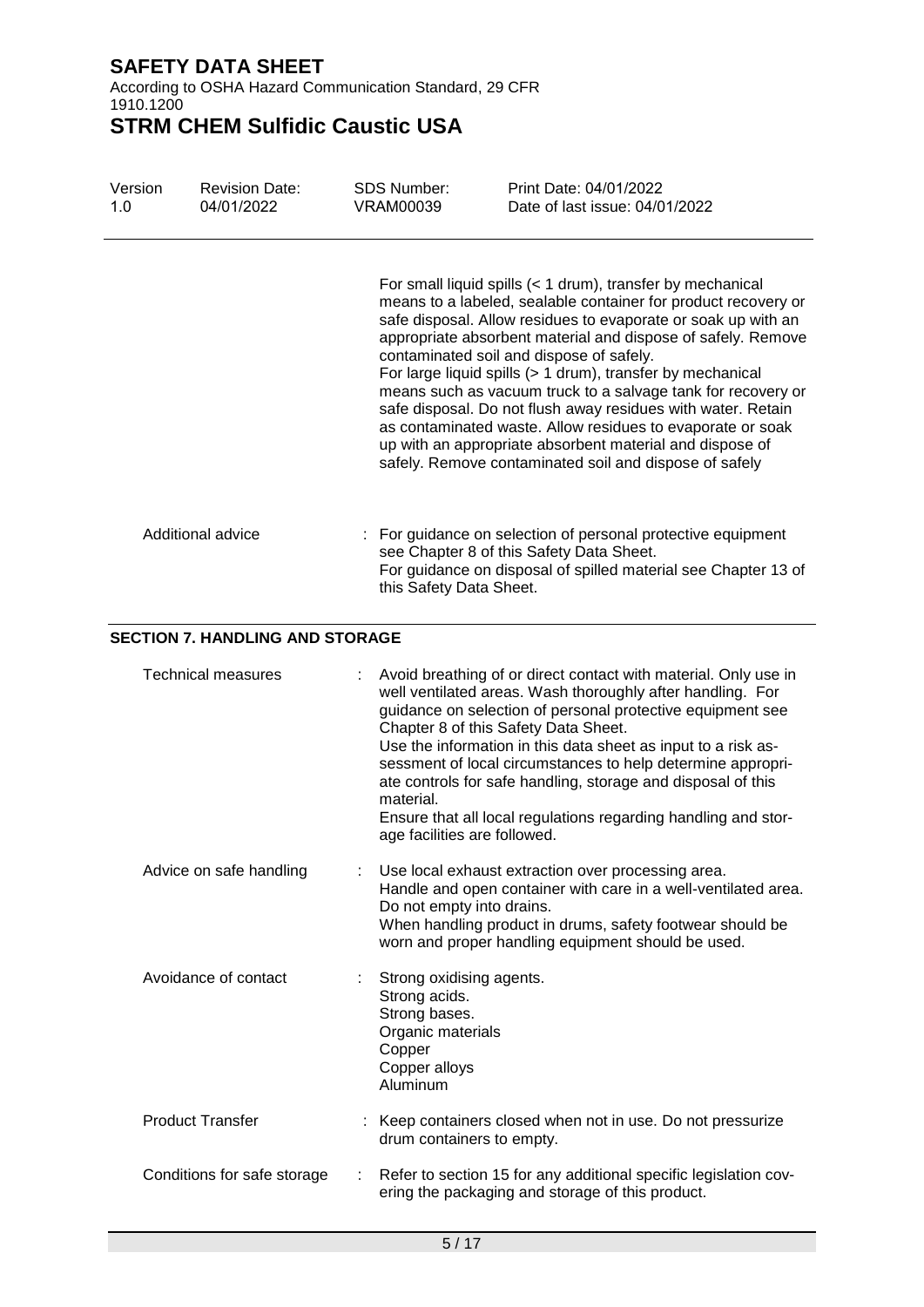For small liquid spills (< 1 drum), transfer by mechanical means to a labeled, sealable container for product recovery or safe disposal. Allow residues to evaporate or soak up with an appropriate absorbent material and dispose of safely. Remove contaminated soil and dispose of safely.
For large liquid spills (> 1 drum), transfer by mechanical means such as vacuum truck to a salvage tank for recovery or safe disposal. Do not flush away residues with water. Retain as contaminated waste. Allow residues to evaporate or soak up with an appropriate absorbent material and dispose of safely. Remove contaminated soil and dispose of safely

Additional advice : For guidance on selection of personal protective equipment see Chapter 8 of this Safety Data Sheet.
For guidance on disposal of spilled material see Chapter 13 of this Safety Data Sheet.

## SECTION 7. HANDLING AND STORAGE

Technical measures : Avoid breathing of or direct contact with material. Only use in well ventilated areas. Wash thoroughly after handling. For guidance on selection of personal protective equipment see Chapter 8 of this Safety Data Sheet.
Use the information in this data sheet as input to a risk assessment of local circumstances to help determine appropriate controls for safe handling, storage and disposal of this material.
Ensure that all local regulations regarding handling and storage facilities are followed.

Advice on safe handling : Use local exhaust extraction over processing area.
Handle and open container with care in a well-ventilated area.
Do not empty into drains.
When handling product in drums, safety footwear should be worn and proper handling equipment should be used.

Avoidance of contact : Strong oxidising agents.
Strong acids.
Strong bases.
Organic materials
Copper
Copper alloys
Aluminum

Product Transfer : Keep containers closed when not in use. Do not pressurize drum containers to empty.

Conditions for safe storage : Refer to section 15 for any additional specific legislation covering the packaging and storage of this product.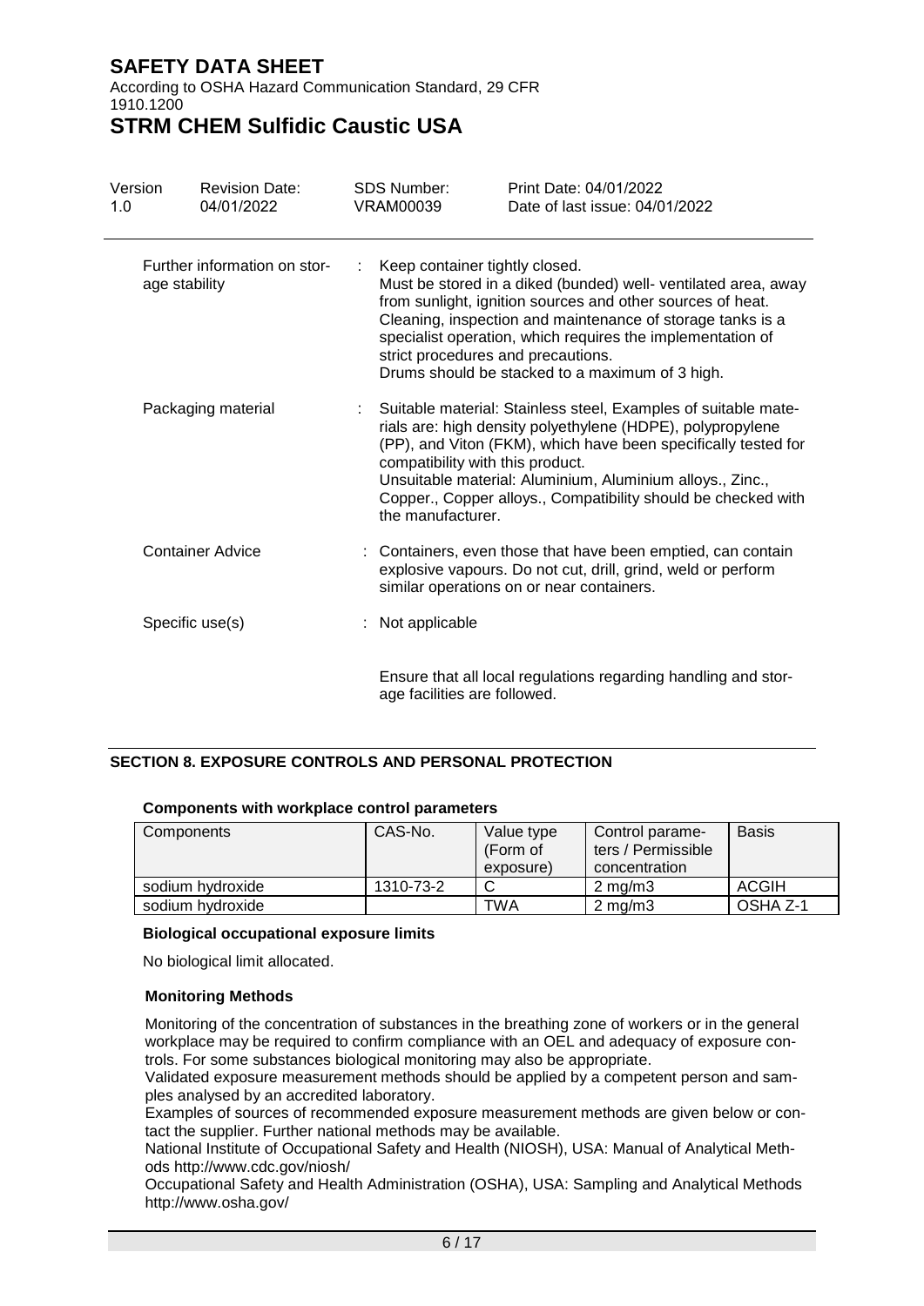| | | |
|---|---|---|
| Further information on storage stability | : | Keep container tightly closed.<br>Must be stored in a diked (bunded) well- ventilated area, away from sunlight, ignition sources and other sources of heat.<br>Cleaning, inspection and maintenance of storage tanks is a specialist operation, which requires the implementation of strict procedures and precautions.<br>Drums should be stacked to a maximum of 3 high. |
| Packaging material | : | Suitable material: Stainless steel, Examples of suitable materials are: high density polyethylene (HDPE), polypropylene (PP), and Viton (FKM), which have been specifically tested for compatibility with this product.<br>Unsuitable material: Aluminium, Aluminium alloys., Zinc., Copper., Copper alloys., Compatibility should be checked with the manufacturer. |
| Container Advice | : | Containers, even those that have been emptied, can contain explosive vapours. Do not cut, drill, grind, weld or perform similar operations on or near containers. |
| Specific use(s) | : | Not applicable |

Ensure that all local regulations regarding handling and storage facilities are followed.

## SECTION 8. EXPOSURE CONTROLS AND PERSONAL PROTECTION

**Components with workplace control parameters**

| Components | CAS-No. | Value type (Form of exposure) | Control parameters / Permissible concentration | Basis |
|---|---|---|---|---|
| sodium hydroxide | 1310-73-2 | C | 2 mg/m3 | ACGIH |
| sodium hydroxide | | TWA | 2 mg/m3 | OSHA Z-1 |

**Biological occupational exposure limits**

No biological limit allocated.

**Monitoring Methods**

Monitoring of the concentration of substances in the breathing zone of workers or in the general workplace may be required to confirm compliance with an OEL and adequacy of exposure controls. For some substances biological monitoring may also be appropriate.
Validated exposure measurement methods should be applied by a competent person and samples analysed by an accredited laboratory.
Examples of sources of recommended exposure measurement methods are given below or contact the supplier. Further national methods may be available.
National Institute of Occupational Safety and Health (NIOSH), USA: Manual of Analytical Methods http://www.cdc.gov/niosh/
Occupational Safety and Health Administration (OSHA), USA: Sampling and Analytical Methods http://www.osha.gov/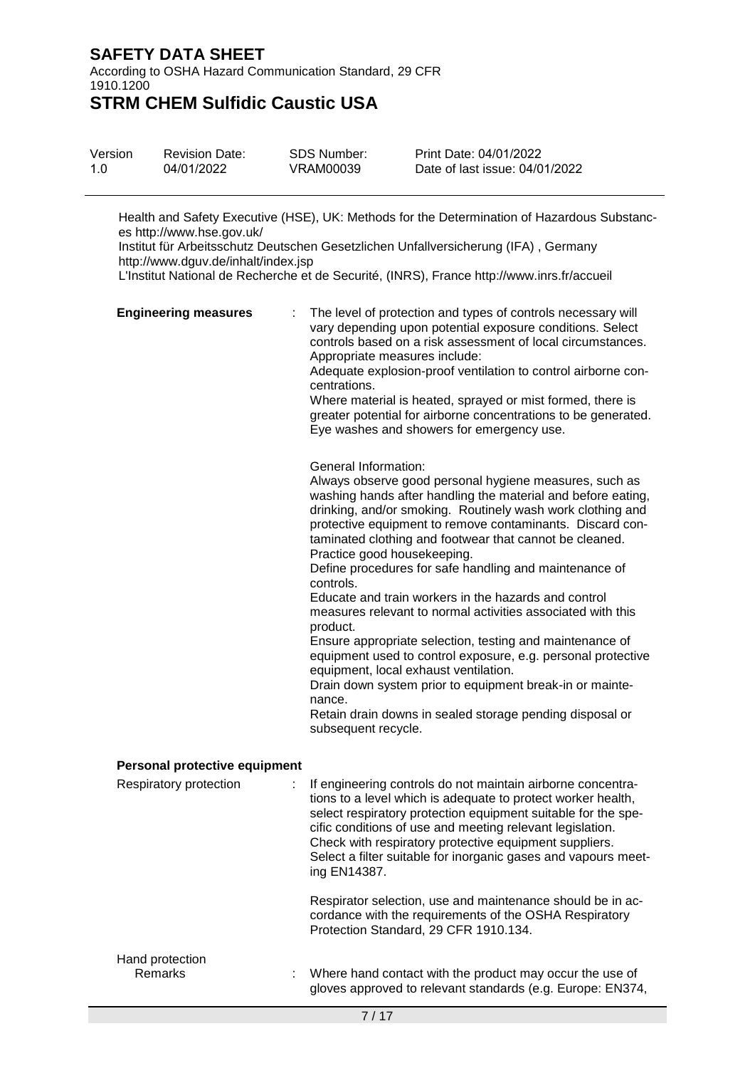Health and Safety Executive (HSE), UK: Methods for the Determination of Hazardous Substances http://www.hse.gov.uk/
Institut für Arbeitsschutz Deutschen Gesetzlichen Unfallversicherung (IFA) , Germany http://www.dguv.de/inhalt/index.jsp
L'Institut National de Recherche et de Securité, (INRS), France http://www.inrs.fr/accueil

**Engineering measures** : The level of protection and types of controls necessary will vary depending upon potential exposure conditions. Select controls based on a risk assessment of local circumstances.
Appropriate measures include:
Adequate explosion-proof ventilation to control airborne concentrations.
Where material is heated, sprayed or mist formed, there is greater potential for airborne concentrations to be generated.
Eye washes and showers for emergency use.

General Information:
Always observe good personal hygiene measures, such as washing hands after handling the material and before eating, drinking, and/or smoking. Routinely wash work clothing and protective equipment to remove contaminants. Discard contaminated clothing and footwear that cannot be cleaned.
Practice good housekeeping.
Define procedures for safe handling and maintenance of controls.
Educate and train workers in the hazards and control measures relevant to normal activities associated with this product.
Ensure appropriate selection, testing and maintenance of equipment used to control exposure, e.g. personal protective equipment, local exhaust ventilation.
Drain down system prior to equipment break-in or maintenance.
Retain drain downs in sealed storage pending disposal or subsequent recycle.

**Personal protective equipment**

Respiratory protection : If engineering controls do not maintain airborne concentrations to a level which is adequate to protect worker health, select respiratory protection equipment suitable for the specific conditions of use and meeting relevant legislation.
Check with respiratory protective equipment suppliers.
Select a filter suitable for inorganic gases and vapours meeting EN14387.

Respirator selection, use and maintenance should be in accordance with the requirements of the OSHA Respiratory Protection Standard, 29 CFR 1910.134.

Hand protection
Remarks : Where hand contact with the product may occur the use of gloves approved to relevant standards (e.g. Europe: EN374,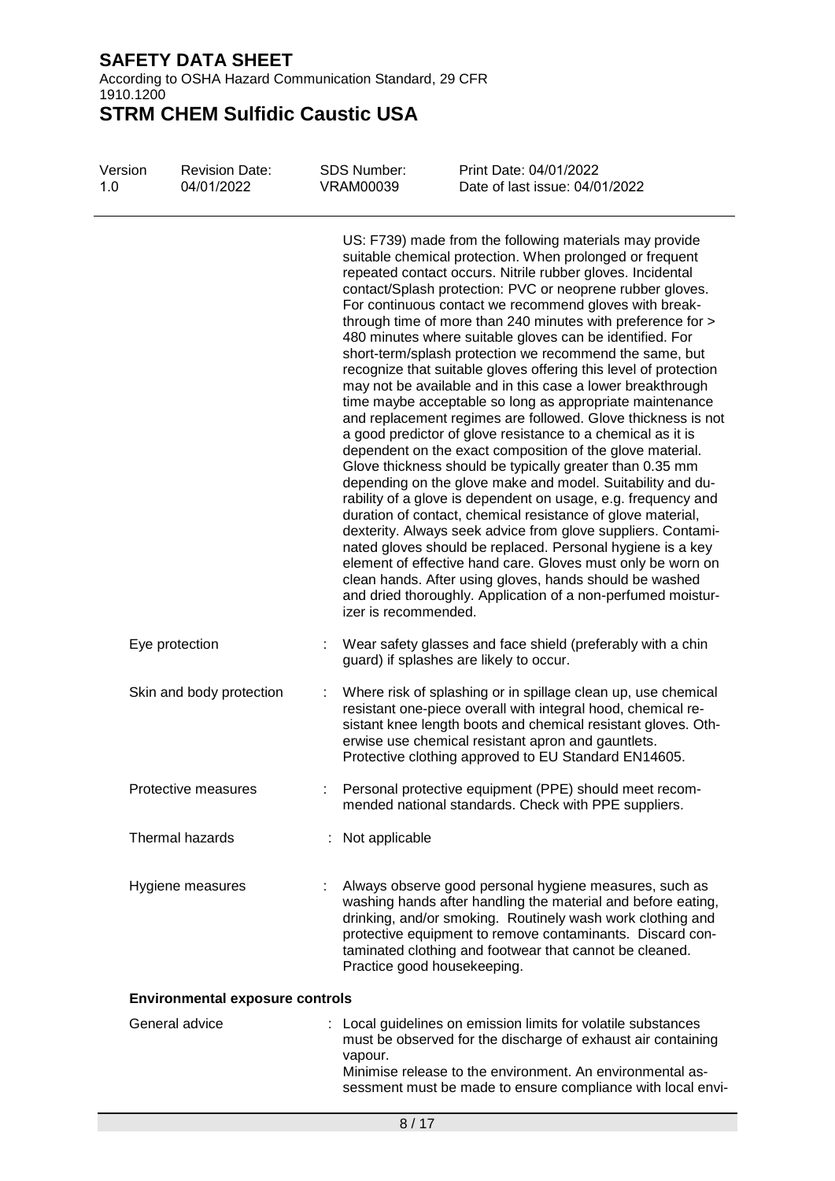US: F739) made from the following materials may provide suitable chemical protection. When prolonged or frequent repeated contact occurs. Nitrile rubber gloves. Incidental contact/Splash protection: PVC or neoprene rubber gloves. For continuous contact we recommend gloves with breakthrough time of more than 240 minutes with preference for > 480 minutes where suitable gloves can be identified. For short-term/splash protection we recommend the same, but recognize that suitable gloves offering this level of protection may not be available and in this case a lower breakthrough time maybe acceptable so long as appropriate maintenance and replacement regimes are followed. Glove thickness is not a good predictor of glove resistance to a chemical as it is dependent on the exact composition of the glove material. Glove thickness should be typically greater than 0.35 mm depending on the glove make and model. Suitability and durability of a glove is dependent on usage, e.g. frequency and duration of contact, chemical resistance of glove material, dexterity. Always seek advice from glove suppliers. Contaminated gloves should be replaced. Personal hygiene is a key element of effective hand care. Gloves must only be worn on clean hands. After using gloves, hands should be washed and dried thoroughly. Application of a non-perfumed moisturizer is recommended.

Eye protection : Wear safety glasses and face shield (preferably with a chin guard) if splashes are likely to occur.

Skin and body protection : Where risk of splashing or in spillage clean up, use chemical resistant one-piece overall with integral hood, chemical resistant knee length boots and chemical resistant gloves. Otherwise use chemical resistant apron and gauntlets. Protective clothing approved to EU Standard EN14605.

Protective measures : Personal protective equipment (PPE) should meet recommended national standards. Check with PPE suppliers.

Thermal hazards : Not applicable

Hygiene measures : Always observe good personal hygiene measures, such as washing hands after handling the material and before eating, drinking, and/or smoking. Routinely wash work clothing and protective equipment to remove contaminants. Discard contaminated clothing and footwear that cannot be cleaned. Practice good housekeeping.

**Environmental exposure controls**

General advice : Local guidelines on emission limits for volatile substances must be observed for the discharge of exhaust air containing vapour.
Minimise release to the environment. An environmental assessment must be made to ensure compliance with local envi-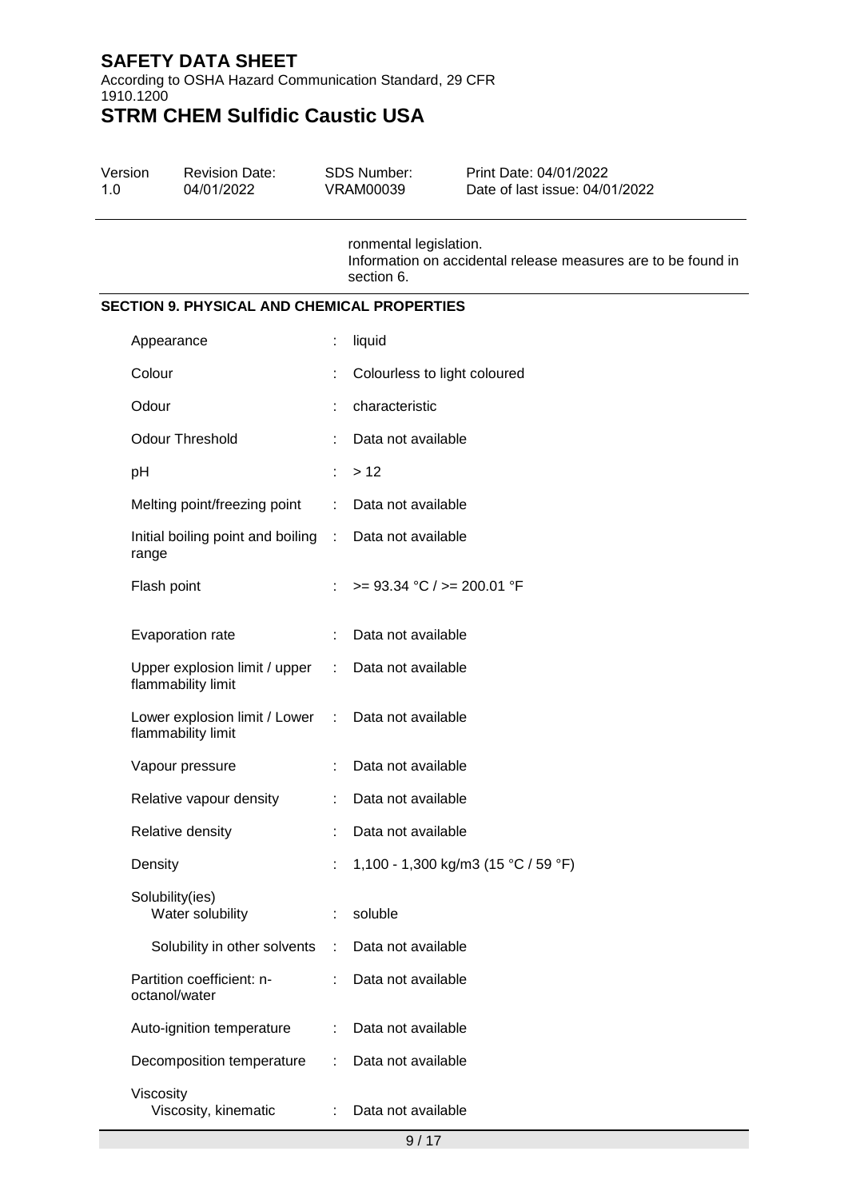ronmental legislation.
Information on accidental release measures are to be found in section 6.

## SECTION 9. PHYSICAL AND CHEMICAL PROPERTIES

| Property | | Value |
|---|---|---|
| Appearance | : | liquid |
| Colour | : | Colourless to light coloured |
| Odour | : | characteristic |
| Odour Threshold | : | Data not available |
| pH | : | > 12 |
| Melting point/freezing point | : | Data not available |
| Initial boiling point and boiling range | : | Data not available |
| Flash point | : | >= 93.34 °C / >= 200.01 °F |
| Evaporation rate | : | Data not available |
| Upper explosion limit / upper flammability limit | : | Data not available |
| Lower explosion limit / Lower flammability limit | : | Data not available |
| Vapour pressure | : | Data not available |
| Relative vapour density | : | Data not available |
| Relative density | : | Data not available |
| Density | : | 1,100 - 1,300 kg/m3 (15 °C / 59 °F) |
| Solubility(ies) | | |
| Water solubility | : | soluble |
| Solubility in other solvents | : | Data not available |
| Partition coefficient: n-octanol/water | : | Data not available |
| Auto-ignition temperature | : | Data not available |
| Decomposition temperature | : | Data not available |
| Viscosity | | |
| Viscosity, kinematic | : | Data not available |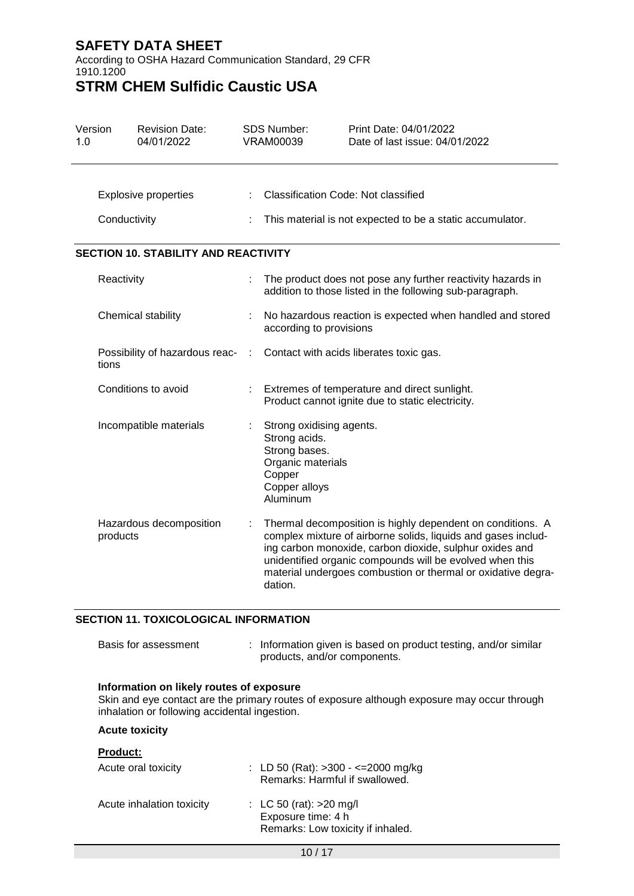| | | |
|---|---|---|
| Explosive properties | : | Classification Code: Not classified |
| Conductivity | : | This material is not expected to be a static accumulator. |

## SECTION 10. STABILITY AND REACTIVITY

| | | |
|---|---|---|
| Reactivity | : | The product does not pose any further reactivity hazards in addition to those listed in the following sub-paragraph. |
| Chemical stability | : | No hazardous reaction is expected when handled and stored according to provisions |
| Possibility of hazardous reactions | : | Contact with acids liberates toxic gas. |
| Conditions to avoid | : | Extremes of temperature and direct sunlight.<br>Product cannot ignite due to static electricity. |
| Incompatible materials | : | Strong oxidising agents.<br>Strong acids.<br>Strong bases.<br>Organic materials<br>Copper<br>Copper alloys<br>Aluminum |
| Hazardous decomposition products | : | Thermal decomposition is highly dependent on conditions. A complex mixture of airborne solids, liquids and gases including carbon monoxide, carbon dioxide, sulphur oxides and unidentified organic compounds will be evolved when this material undergoes combustion or thermal or oxidative degradation. |

## SECTION 11. TOXICOLOGICAL INFORMATION

| | | |
|---|---|---|
| Basis for assessment | : | Information given is based on product testing, and/or similar products, and/or components. |

**Information on likely routes of exposure**

Skin and eye contact are the primary routes of exposure although exposure may occur through inhalation or following accidental ingestion.

**Acute toxicity**

**Product:**

| | | |
|---|---|---|
| Acute oral toxicity | : | LD 50 (Rat): >300 - <=2000 mg/kg<br>Remarks: Harmful if swallowed. |
| Acute inhalation toxicity | : | LC 50 (rat): >20 mg/l<br>Exposure time: 4 h<br>Remarks: Low toxicity if inhaled. |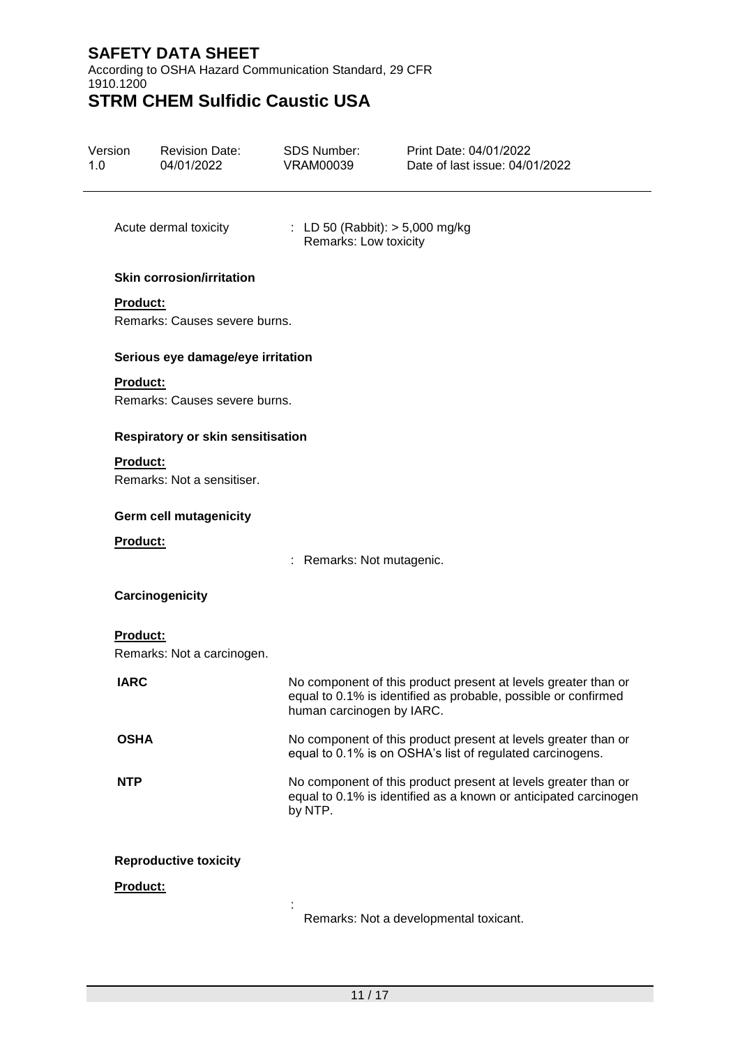Acute dermal toxicity : LD 50 (Rabbit): > 5,000 mg/kg
Remarks: Low toxicity

**Skin corrosion/irritation**

**Product:**

Remarks: Causes severe burns.

**Serious eye damage/eye irritation**

**Product:**

Remarks: Causes severe burns.

**Respiratory or skin sensitisation**

**Product:**

Remarks: Not a sensitiser.

**Germ cell mutagenicity**

**Product:**

: Remarks: Not mutagenic.

**Carcinogenicity**

**Product:**

Remarks: Not a carcinogen.

| | |
|---|---|
| **IARC** | No component of this product present at levels greater than or equal to 0.1% is identified as probable, possible or confirmed human carcinogen by IARC. |
| **OSHA** | No component of this product present at levels greater than or equal to 0.1% is on OSHA's list of regulated carcinogens. |
| **NTP** | No component of this product present at levels greater than or equal to 0.1% is identified as a known or anticipated carcinogen by NTP. |

**Reproductive toxicity**

**Product:**

: Remarks: Not a developmental toxicant.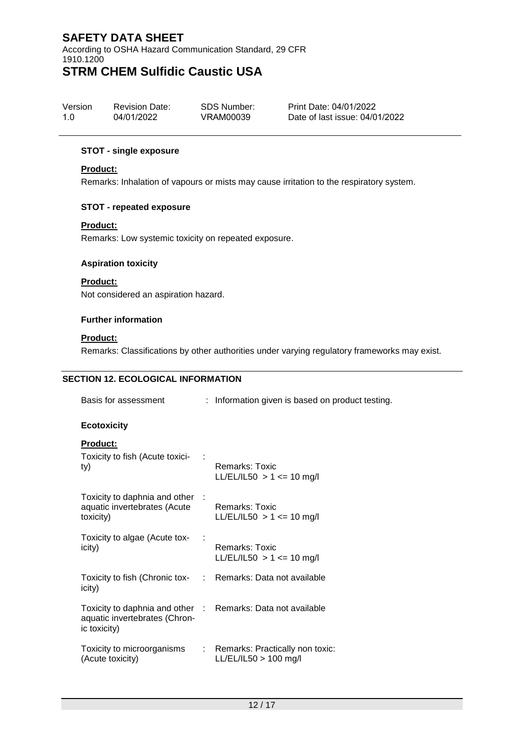#### STOT - single exposure

**Product:**

Remarks: Inhalation of vapours or mists may cause irritation to the respiratory system.

#### STOT - repeated exposure

**Product:**

Remarks: Low systemic toxicity on repeated exposure.

#### Aspiration toxicity

**Product:**

Not considered an aspiration hazard.

#### Further information

**Product:**

Remarks: Classifications by other authorities under varying regulatory frameworks may exist.

## SECTION 12. ECOLOGICAL INFORMATION

| | |
|---|---|
| Basis for assessment | : Information given is based on product testing. |

#### Ecotoxicity

**Product:**

| | |
|---|---|
| Toxicity to fish (Acute toxicity) | : Remarks: Toxic<br>LL/EL/IL50 > 1 <= 10 mg/l |
| Toxicity to daphnia and other aquatic invertebrates (Acute toxicity) | : Remarks: Toxic<br>LL/EL/IL50 > 1 <= 10 mg/l |
| Toxicity to algae (Acute toxicity) | : Remarks: Toxic<br>LL/EL/IL50 > 1 <= 10 mg/l |
| Toxicity to fish (Chronic toxicity) | : Remarks: Data not available |
| Toxicity to daphnia and other aquatic invertebrates (Chronic toxicity) | : Remarks: Data not available |
| Toxicity to microorganisms (Acute toxicity) | : Remarks: Practically non toxic:<br>LL/EL/IL50 > 100 mg/l |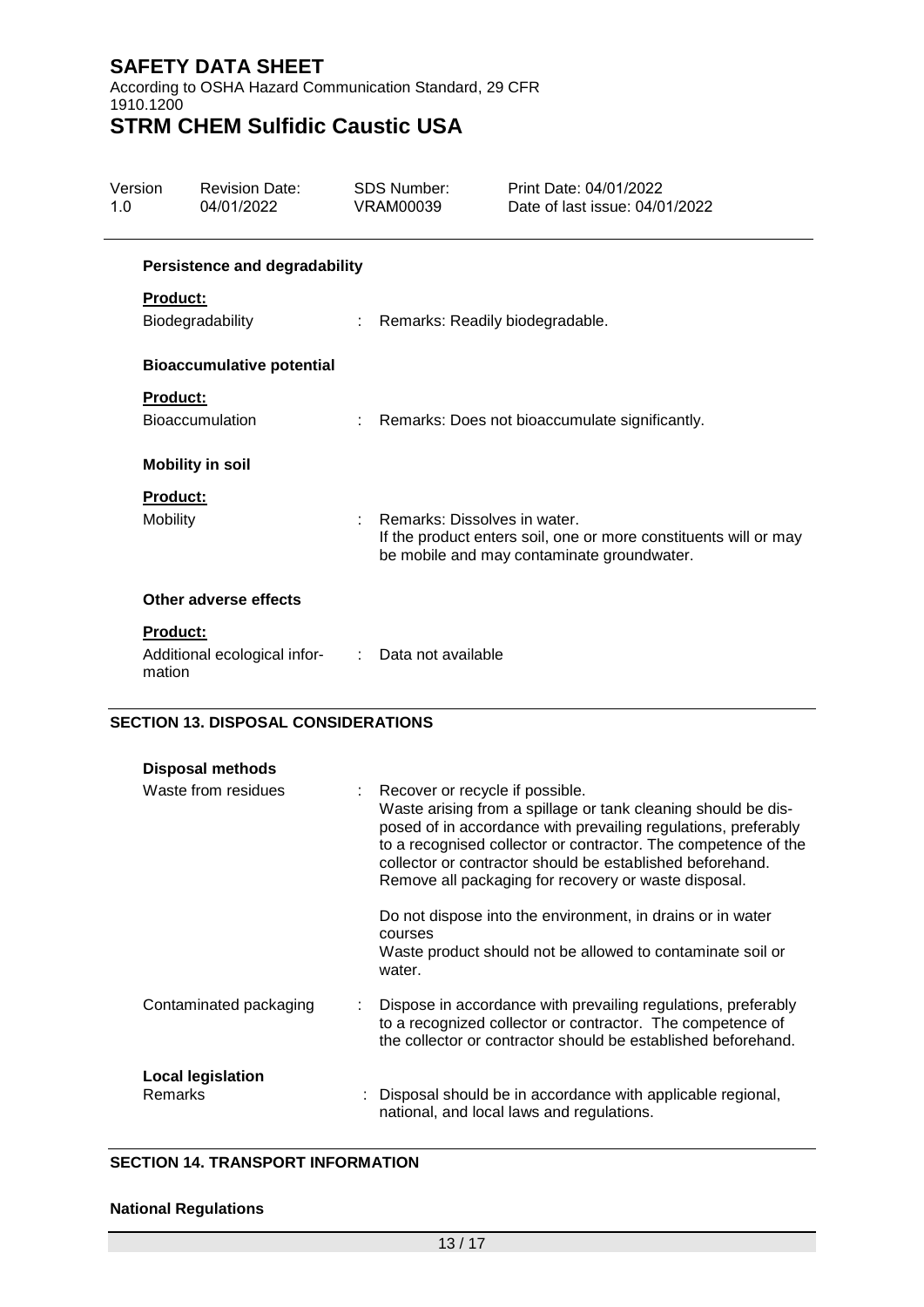**Persistence and degradability**

**Product:**

| | | |
|---|---|---|
| Biodegradability | : | Remarks: Readily biodegradable. |

**Bioaccumulative potential**

**Product:**

| | | |
|---|---|---|
| Bioaccumulation | : | Remarks: Does not bioaccumulate significantly. |

**Mobility in soil**

**Product:**

| | | |
|---|---|---|
| Mobility | : | Remarks: Dissolves in water.<br>If the product enters soil, one or more constituents will or may be mobile and may contaminate groundwater. |

**Other adverse effects**

**Product:**

| | | |
|---|---|---|
| Additional ecological information | : | Data not available |

## SECTION 13. DISPOSAL CONSIDERATIONS

**Disposal methods**

| | | |
|---|---|---|
| Waste from residues | : | Recover or recycle if possible.<br>Waste arising from a spillage or tank cleaning should be disposed of in accordance with prevailing regulations, preferably to a recognised collector or contractor. The competence of the collector or contractor should be established beforehand.<br>Remove all packaging for recovery or waste disposal.<br><br>Do not dispose into the environment, in drains or in water courses<br>Waste product should not be allowed to contaminate soil or water. |
| Contaminated packaging | : | Dispose in accordance with prevailing regulations, preferably to a recognized collector or contractor. The competence of the collector or contractor should be established beforehand. |

**Local legislation**

| | | |
|---|---|---|
| Remarks | : | Disposal should be in accordance with applicable regional, national, and local laws and regulations. |

## SECTION 14. TRANSPORT INFORMATION

**National Regulations**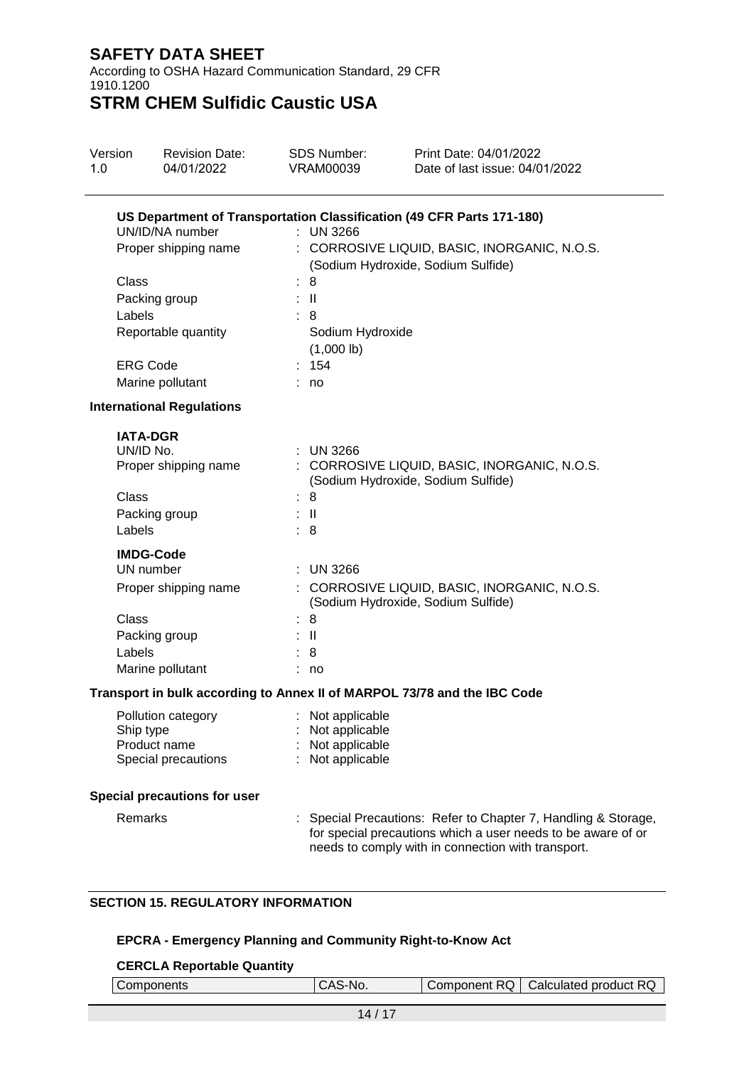**US Department of Transportation Classification (49 CFR Parts 171-180)**

| | |
|---|---|
| UN/ID/NA number | : UN 3266 |
| Proper shipping name | : CORROSIVE LIQUID, BASIC, INORGANIC, N.O.S. (Sodium Hydroxide, Sodium Sulfide) |
| Class | : 8 |
| Packing group | : II |
| Labels | : 8 |
| Reportable quantity | Sodium Hydroxide (1,000 lb) |
| ERG Code | : 154 |
| Marine pollutant | : no |

**International Regulations**

**IATA-DGR**

| | |
|---|---|
| UN/ID No. | : UN 3266 |
| Proper shipping name | : CORROSIVE LIQUID, BASIC, INORGANIC, N.O.S. (Sodium Hydroxide, Sodium Sulfide) |
| Class | : 8 |
| Packing group | : II |
| Labels | : 8 |

**IMDG-Code**

| | |
|---|---|
| UN number | : UN 3266 |
| Proper shipping name | : CORROSIVE LIQUID, BASIC, INORGANIC, N.O.S. (Sodium Hydroxide, Sodium Sulfide) |
| Class | : 8 |
| Packing group | : II |
| Labels | : 8 |
| Marine pollutant | : no |

**Transport in bulk according to Annex II of MARPOL 73/78 and the IBC Code**

| | |
|---|---|
| Pollution category | : Not applicable |
| Ship type | : Not applicable |
| Product name | : Not applicable |
| Special precautions | : Not applicable |

**Special precautions for user**

| | |
|---|---|
| Remarks | : Special Precautions: Refer to Chapter 7, Handling & Storage, for special precautions which a user needs to be aware of or needs to comply with in connection with transport. |

## SECTION 15. REGULATORY INFORMATION

**EPCRA - Emergency Planning and Community Right-to-Know Act**

**CERCLA Reportable Quantity**

| Components | CAS-No. | Component RQ | Calculated product RQ |
|---|---|---|---|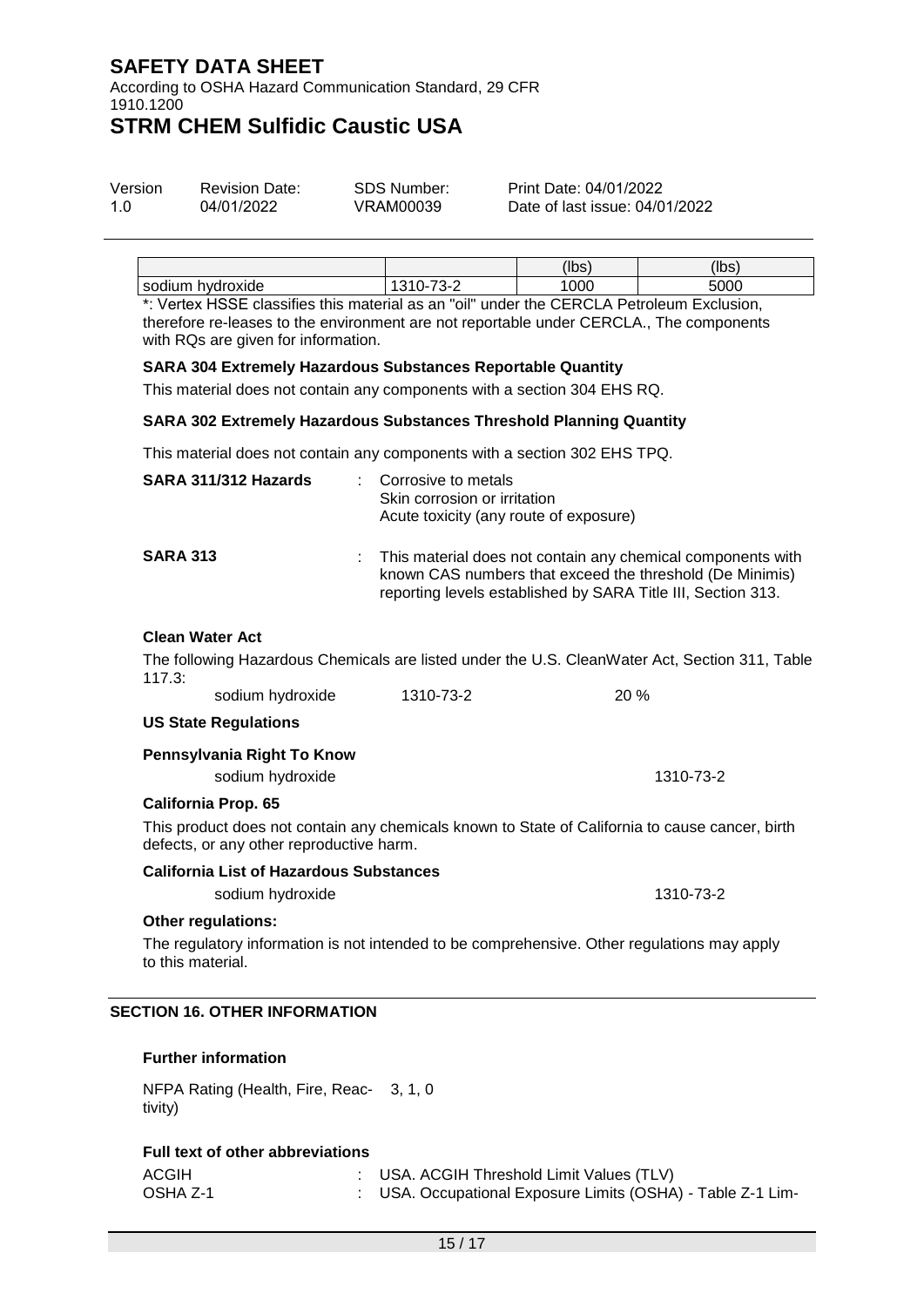| | | (lbs) | (lbs) |
|---|---|---|---|
| sodium hydroxide | 1310-73-2 | 1000 | 5000 |

*: Vertex HSSE classifies this material as an "oil" under the CERCLA Petroleum Exclusion, therefore re-leases to the environment are not reportable under CERCLA., The components with RQs are given for information.

**SARA 304 Extremely Hazardous Substances Reportable Quantity**

This material does not contain any components with a section 304 EHS RQ.

**SARA 302 Extremely Hazardous Substances Threshold Planning Quantity**

This material does not contain any components with a section 302 EHS TPQ.

**SARA 311/312 Hazards** : Corrosive to metals
Skin corrosion or irritation
Acute toxicity (any route of exposure)

**SARA 313** : This material does not contain any chemical components with known CAS numbers that exceed the threshold (De Minimis) reporting levels established by SARA Title III, Section 313.

**Clean Water Act**

The following Hazardous Chemicals are listed under the U.S. CleanWater Act, Section 311, Table 117.3:

| sodium hydroxide | 1310-73-2 | 20 % |
|---|---|---|

**US State Regulations**

**Pennsylvania Right To Know**

sodium hydroxide 1310-73-2

**California Prop. 65**

This product does not contain any chemicals known to State of California to cause cancer, birth defects, or any other reproductive harm.

**California List of Hazardous Substances**

sodium hydroxide 1310-73-2

**Other regulations:**

The regulatory information is not intended to be comprehensive. Other regulations may apply to this material.

## SECTION 16. OTHER INFORMATION

**Further information**

NFPA Rating (Health, Fire, Reactivity) 3, 1, 0

**Full text of other abbreviations**

ACGIH : USA. ACGIH Threshold Limit Values (TLV)
OSHA Z-1 : USA. Occupational Exposure Limits (OSHA) - Table Z-1 Lim-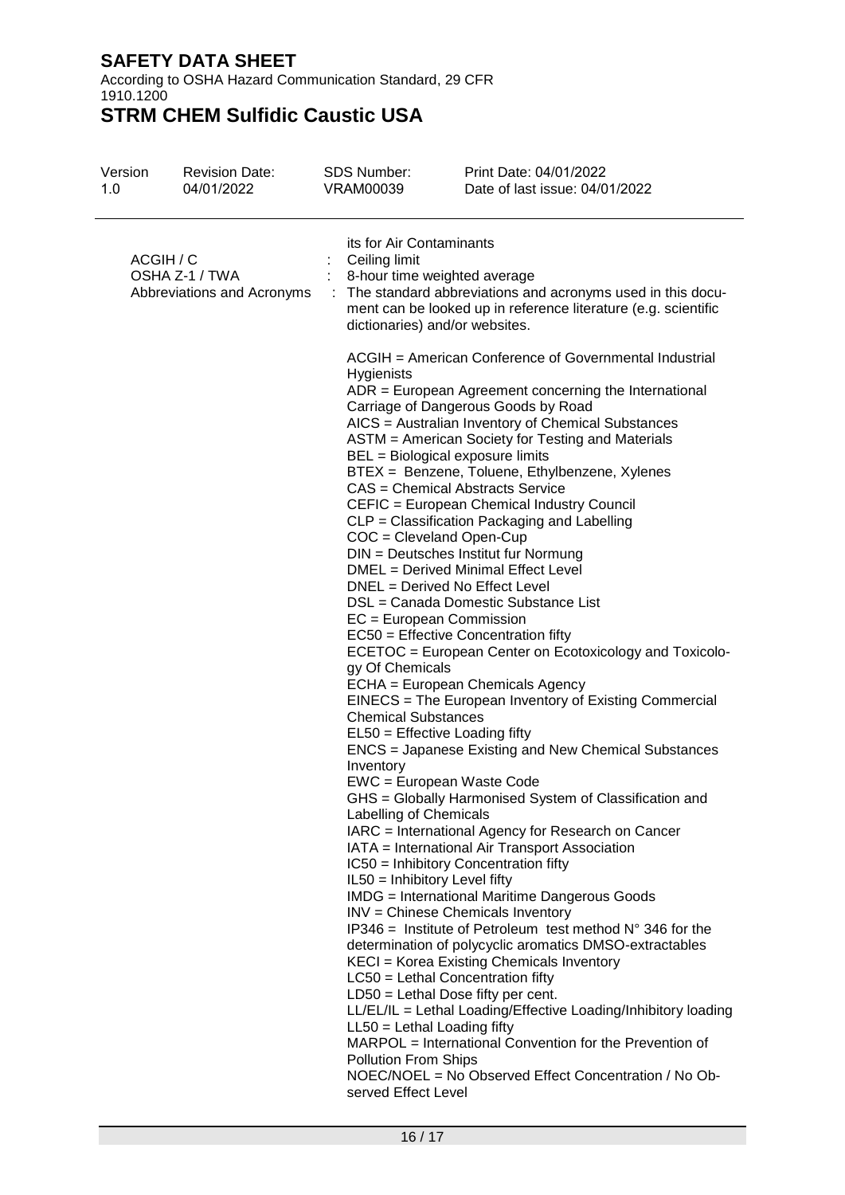its for Air Contaminants

| | | |
|---|---|---|
| ACGIH / C | : | Ceiling limit |
| OSHA Z-1 / TWA | : | 8-hour time weighted average |
| Abbreviations and Acronyms | : | The standard abbreviations and acronyms used in this document can be looked up in reference literature (e.g. scientific dictionaries) and/or websites. |

ACGIH = American Conference of Governmental Industrial Hygienists
ADR = European Agreement concerning the International Carriage of Dangerous Goods by Road
AICS = Australian Inventory of Chemical Substances
ASTM = American Society for Testing and Materials
BEL = Biological exposure limits
BTEX = Benzene, Toluene, Ethylbenzene, Xylenes
CAS = Chemical Abstracts Service
CEFIC = European Chemical Industry Council
CLP = Classification Packaging and Labelling
COC = Cleveland Open-Cup
DIN = Deutsches Institut fur Normung
DMEL = Derived Minimal Effect Level
DNEL = Derived No Effect Level
DSL = Canada Domestic Substance List
EC = European Commission
EC50 = Effective Concentration fifty
ECETOC = European Center on Ecotoxicology and Toxicology Of Chemicals
ECHA = European Chemicals Agency
EINECS = The European Inventory of Existing Commercial Chemical Substances
EL50 = Effective Loading fifty
ENCS = Japanese Existing and New Chemical Substances Inventory
EWC = European Waste Code
GHS = Globally Harmonised System of Classification and Labelling of Chemicals
IARC = International Agency for Research on Cancer
IATA = International Air Transport Association
IC50 = Inhibitory Concentration fifty
IL50 = Inhibitory Level fifty
IMDG = International Maritime Dangerous Goods
INV = Chinese Chemicals Inventory
IP346 = Institute of Petroleum test method N° 346 for the determination of polycyclic aromatics DMSO-extractables
KECI = Korea Existing Chemicals Inventory
LC50 = Lethal Concentration fifty
LD50 = Lethal Dose fifty per cent.
LL/EL/IL = Lethal Loading/Effective Loading/Inhibitory loading
LL50 = Lethal Loading fifty
MARPOL = International Convention for the Prevention of Pollution From Ships
NOEC/NOEL = No Observed Effect Concentration / No Observed Effect Level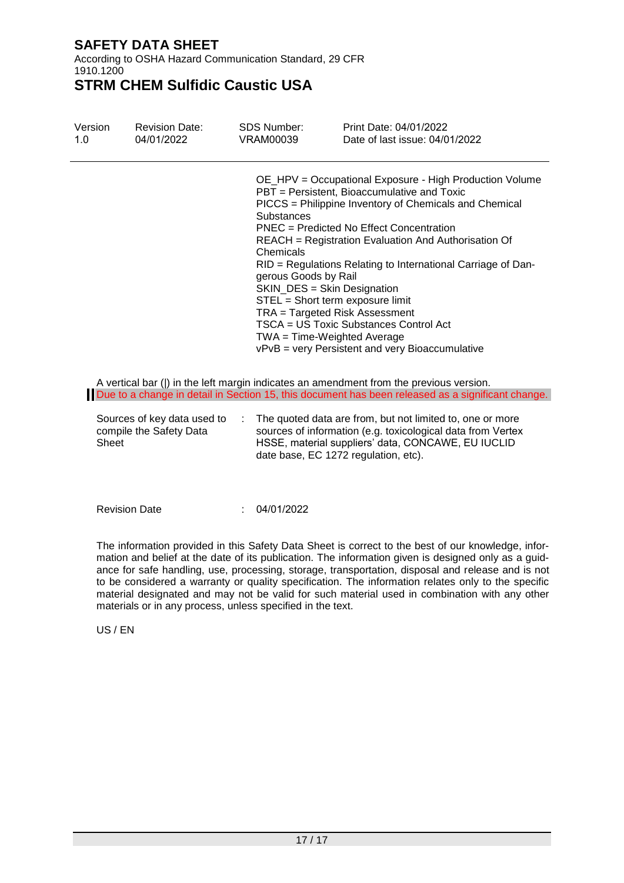OE_HPV = Occupational Exposure - High Production Volume
PBT = Persistent, Bioaccumulative and Toxic
PICCS = Philippine Inventory of Chemicals and Chemical Substances
PNEC = Predicted No Effect Concentration
REACH = Registration Evaluation And Authorisation Of Chemicals
RID = Regulations Relating to International Carriage of Dangerous Goods by Rail
SKIN_DES = Skin Designation
STEL = Short term exposure limit
TRA = Targeted Risk Assessment
TSCA = US Toxic Substances Control Act
TWA = Time-Weighted Average
vPvB = very Persistent and very Bioaccumulative

A vertical bar (|) in the left margin indicates an amendment from the previous version.

Due to a change in detail in Section 15, this document has been released as a significant change.

| | | |
|---|---|---|
| Sources of key data used to compile the Safety Data Sheet | : | The quoted data are from, but not limited to, one or more sources of information (e.g. toxicological data from Vertex HSSE, material suppliers' data, CONCAWE, EU IUCLID date base, EC 1272 regulation, etc). |

Revision Date : 04/01/2022

The information provided in this Safety Data Sheet is correct to the best of our knowledge, information and belief at the date of its publication. The information given is designed only as a guidance for safe handling, use, processing, storage, transportation, disposal and release and is not to be considered a warranty or quality specification. The information relates only to the specific material designated and may not be valid for such material used in combination with any other materials or in any process, unless specified in the text.

US / EN